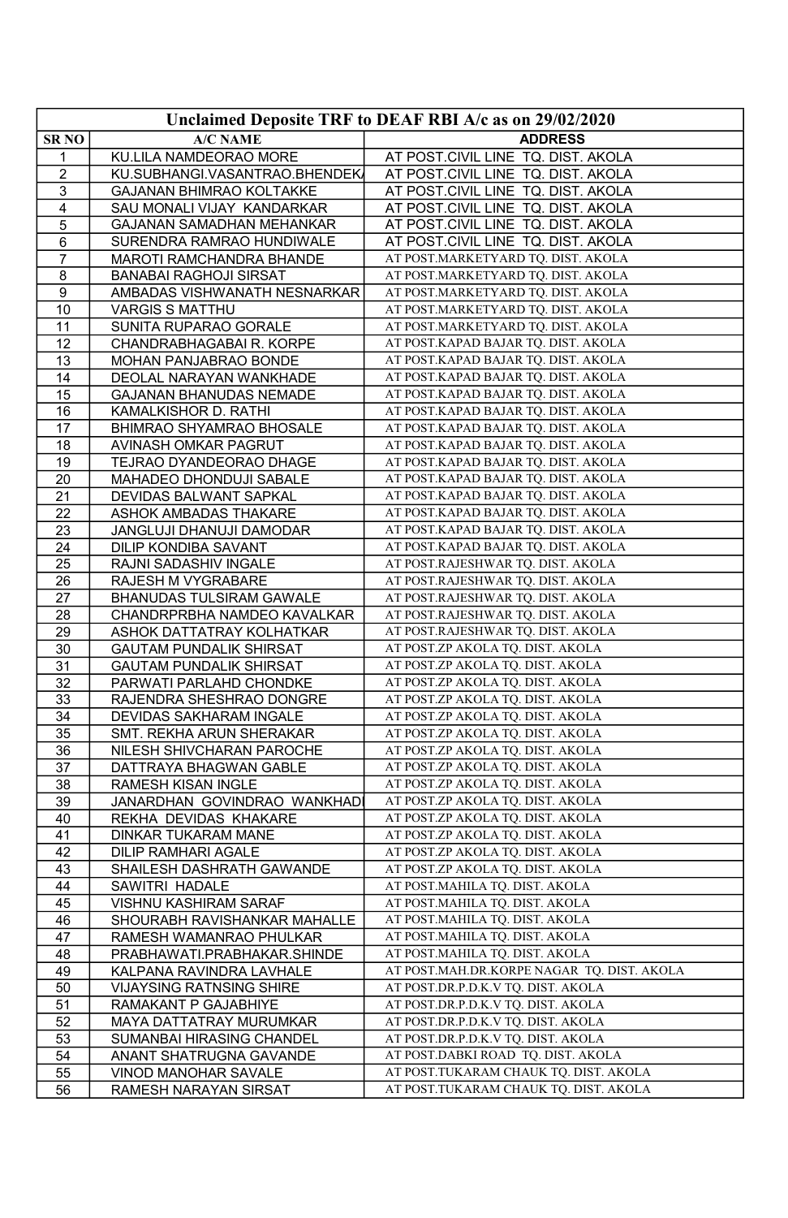# Unclaimed Deposite TRF to DEAF RBI A/c as on 29/02/2020

| SR NO | A/C NAME | ADDRESS |
|---|---|---|
| 1 | KU.LILA NAMDEORAO MORE | AT POST.CIVIL LINE TQ. DIST. AKOLA |
| 2 | KU.SUBHANGI.VASANTRAO.BHENDEK | AT POST.CIVIL LINE TQ. DIST. AKOLA |
| 3 | GAJANAN BHIMRAO KOLTAKKE | AT POST.CIVIL LINE TQ. DIST. AKOLA |
| 4 | SAU MONALI VIJAY KANDARKAR | AT POST.CIVIL LINE TQ. DIST. AKOLA |
| 5 | GAJANAN SAMADHAN MEHANKAR | AT POST.CIVIL LINE TQ. DIST. AKOLA |
| 6 | SURENDRA RAMRAO HUNDIWALE | AT POST.CIVIL LINE TQ. DIST. AKOLA |
| 7 | MAROTI RAMCHANDRA BHANDE | AT POST.MARKETYARD TQ. DIST. AKOLA |
| 8 | BANABAI RAGHOJI SIRSAT | AT POST.MARKETYARD TQ. DIST. AKOLA |
| 9 | AMBADAS VISHWANATH NESNARKAR | AT POST.MARKETYARD TQ. DIST. AKOLA |
| 10 | VARGIS S MATTHU | AT POST.MARKETYARD TQ. DIST. AKOLA |
| 11 | SUNITA RUPARAO GORALE | AT POST.MARKETYARD TQ. DIST. AKOLA |
| 12 | CHANDRABHAGABAI R. KORPE | AT POST.KAPAD BAJAR TQ. DIST. AKOLA |
| 13 | MOHAN PANJABRAO BONDE | AT POST.KAPAD BAJAR TQ. DIST. AKOLA |
| 14 | DEOLAL NARAYAN WANKHADE | AT POST.KAPAD BAJAR TQ. DIST. AKOLA |
| 15 | GAJANAN BHANUDAS NEMADE | AT POST.KAPAD BAJAR TQ. DIST. AKOLA |
| 16 | KAMALKISHOR D. RATHI | AT POST.KAPAD BAJAR TQ. DIST. AKOLA |
| 17 | BHIMRAO SHYAMRAO BHOSALE | AT POST.KAPAD BAJAR TQ. DIST. AKOLA |
| 18 | AVINASH OMKAR PAGRUT | AT POST.KAPAD BAJAR TQ. DIST. AKOLA |
| 19 | TEJRAO DYANDEORAO DHAGE | AT POST.KAPAD BAJAR TQ. DIST. AKOLA |
| 20 | MAHADEO DHONDUJI SABALE | AT POST.KAPAD BAJAR TQ. DIST. AKOLA |
| 21 | DEVIDAS BALWANT SAPKAL | AT POST.KAPAD BAJAR TQ. DIST. AKOLA |
| 22 | ASHOK AMBADAS THAKARE | AT POST.KAPAD BAJAR TQ. DIST. AKOLA |
| 23 | JANGLUJI DHANUJI DAMODAR | AT POST.KAPAD BAJAR TQ. DIST. AKOLA |
| 24 | DILIP KONDIBA SAVANT | AT POST.KAPAD BAJAR TQ. DIST. AKOLA |
| 25 | RAJNI SADASHIV INGALE | AT POST.RAJESHWAR TQ. DIST. AKOLA |
| 26 | RAJESH M VYGRABARE | AT POST.RAJESHWAR TQ. DIST. AKOLA |
| 27 | BHANUDAS TULSIRAM GAWALE | AT POST.RAJESHWAR TQ. DIST. AKOLA |
| 28 | CHANDRPRBHA NAMDEO KAVALKAR | AT POST.RAJESHWAR TQ. DIST. AKOLA |
| 29 | ASHOK DATTATRAY KOLHATKAR | AT POST.RAJESHWAR TQ. DIST. AKOLA |
| 30 | GAUTAM PUNDALIK SHIRSAT | AT POST.ZP AKOLA TQ. DIST. AKOLA |
| 31 | GAUTAM PUNDALIK SHIRSAT | AT POST.ZP AKOLA TQ. DIST. AKOLA |
| 32 | PARWATI PARLAHD CHONDKE | AT POST.ZP AKOLA TQ. DIST. AKOLA |
| 33 | RAJENDRA SHESHRAO DONGRE | AT POST.ZP AKOLA TQ. DIST. AKOLA |
| 34 | DEVIDAS SAKHARAM INGALE | AT POST.ZP AKOLA TQ. DIST. AKOLA |
| 35 | SMT. REKHA ARUN SHERAKAR | AT POST.ZP AKOLA TQ. DIST. AKOLA |
| 36 | NILESH SHIVCHARAN PAROCHE | AT POST.ZP AKOLA TQ. DIST. AKOLA |
| 37 | DATTRAYA BHAGWAN GABLE | AT POST.ZP AKOLA TQ. DIST. AKOLA |
| 38 | RAMESH KISAN INGLE | AT POST.ZP AKOLA TQ. DIST. AKOLA |
| 39 | JANARDHAN GOVINDRAO WANKHADI | AT POST.ZP AKOLA TQ. DIST. AKOLA |
| 40 | REKHA DEVIDAS KHAKARE | AT POST.ZP AKOLA TQ. DIST. AKOLA |
| 41 | DINKAR TUKARAM MANE | AT POST.ZP AKOLA TQ. DIST. AKOLA |
| 42 | DILIP RAMHARI AGALE | AT POST.ZP AKOLA TQ. DIST. AKOLA |
| 43 | SHAILESH DASHRATH GAWANDE | AT POST.ZP AKOLA TQ. DIST. AKOLA |
| 44 | SAWITRI HADALE | AT POST.MAHILA TQ. DIST. AKOLA |
| 45 | VISHNU KASHIRAM SARAF | AT POST.MAHILA TQ. DIST. AKOLA |
| 46 | SHOURABH RAVISHANKAR MAHALLE | AT POST.MAHILA TQ. DIST. AKOLA |
| 47 | RAMESH WAMANRAO PHULKAR | AT POST.MAHILA TQ. DIST. AKOLA |
| 48 | PRABHAWATI.PRABHAKAR.SHINDE | AT POST.MAHILA TQ. DIST. AKOLA |
| 49 | KALPANA RAVINDRA LAVHALE | AT POST.MAH.DR.KORPE NAGAR TQ. DIST. AKOLA |
| 50 | VIJAYSING RATNSING SHIRE | AT POST.DR.P.D.K.V TQ. DIST. AKOLA |
| 51 | RAMAKANT P GAJABHIYE | AT POST.DR.P.D.K.V TQ. DIST. AKOLA |
| 52 | MAYA DATTATRAY MURUMKAR | AT POST.DR.P.D.K.V TQ. DIST. AKOLA |
| 53 | SUMANBAI HIRASING CHANDEL | AT POST.DR.P.D.K.V TQ. DIST. AKOLA |
| 54 | ANANT SHATRUGNA GAVANDE | AT POST.DABKI ROAD TQ. DIST. AKOLA |
| 55 | VINOD MANOHAR SAVALE | AT POST.TUKARAM CHAUK TQ. DIST. AKOLA |
| 56 | RAMESH NARAYAN SIRSAT | AT POST.TUKARAM CHAUK TQ. DIST. AKOLA |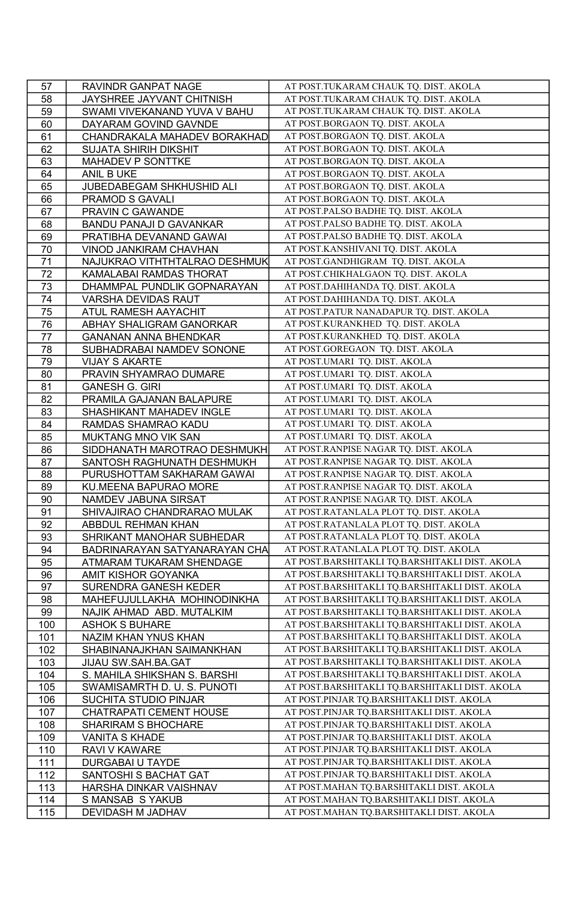| | | |
|---|---|---|
| 57 | RAVINDR GANPAT NAGE | AT POST.TUKARAM CHAUK TQ. DIST. AKOLA |
| 58 | JAYSHREE JAYVANT CHITNISH | AT POST.TUKARAM CHAUK TQ. DIST. AKOLA |
| 59 | SWAMI VIVEKANAND YUVA V BAHU | AT POST.TUKARAM CHAUK TQ. DIST. AKOLA |
| 60 | DAYARAM GOVIND GAVNDE | AT POST.BORGAON TQ. DIST. AKOLA |
| 61 | CHANDRAKALA MAHADEV BORAKHAD | AT POST.BORGAON TQ. DIST. AKOLA |
| 62 | SUJATA SHIRIH DIKSHIT | AT POST.BORGAON TQ. DIST. AKOLA |
| 63 | MAHADEV P SONTTKE | AT POST.BORGAON TQ. DIST. AKOLA |
| 64 | ANIL B UKE | AT POST.BORGAON TQ. DIST. AKOLA |
| 65 | JUBEDABEGAM SHKHUSHID ALI | AT POST.BORGAON TQ. DIST. AKOLA |
| 66 | PRAMOD S GAVALI | AT POST.BORGAON TQ. DIST. AKOLA |
| 67 | PRAVIN C GAWANDE | AT POST.PALSO BADHE TQ. DIST. AKOLA |
| 68 | BANDU PANAJI D GAVANKAR | AT POST.PALSO BADHE TQ. DIST. AKOLA |
| 69 | PRATIBHA DEVANAND GAWAI | AT POST.PALSO BADHE TQ. DIST. AKOLA |
| 70 | VINOD JANKIRAM CHAVHAN | AT POST.KANSHIVANI TQ. DIST. AKOLA |
| 71 | NAJUKRAO VITHTHTALRAO DESHMUK | AT POST.GANDHIGRAM TQ. DIST. AKOLA |
| 72 | KAMALABAI RAMDAS THORAT | AT POST.CHIKHALGAON TQ. DIST. AKOLA |
| 73 | DHAMMPAL PUNDLIK GOPNARAYAN | AT POST.DAHIHANDA TQ. DIST. AKOLA |
| 74 | VARSHA DEVIDAS RAUT | AT POST.DAHIHANDA TQ. DIST. AKOLA |
| 75 | ATUL RAMESH AAYACHIT | AT POST.PATUR NANADAPUR TQ. DIST. AKOLA |
| 76 | ABHAY SHALIGRAM GANORKAR | AT POST.KURANKHED TQ. DIST. AKOLA |
| 77 | GANANAN ANNA BHENDKAR | AT POST.KURANKHED TQ. DIST. AKOLA |
| 78 | SUBHADRABAI NAMDEV SONONE | AT POST.GOREGAON TQ. DIST. AKOLA |
| 79 | VIJAY S AKARTE | AT POST.UMARI TQ. DIST. AKOLA |
| 80 | PRAVIN SHYAMRAO DUMARE | AT POST.UMARI TQ. DIST. AKOLA |
| 81 | GANESH G. GIRI | AT POST.UMARI TQ. DIST. AKOLA |
| 82 | PRAMILA GAJANAN BALAPURE | AT POST.UMARI TQ. DIST. AKOLA |
| 83 | SHASHIKANT MAHADEV INGLE | AT POST.UMARI TQ. DIST. AKOLA |
| 84 | RAMDAS SHAMRAO KADU | AT POST.UMARI TQ. DIST. AKOLA |
| 85 | MUKTANG MNO VIK SAN | AT POST.UMARI TQ. DIST. AKOLA |
| 86 | SIDDHANATH MAROTRAO DESHMUKH | AT POST.RANPISE NAGAR TQ. DIST. AKOLA |
| 87 | SANTOSH RAGHUNATH DESHMUKH | AT POST.RANPISE NAGAR TQ. DIST. AKOLA |
| 88 | PURUSHOTTAM SAKHARAM GAWAI | AT POST.RANPISE NAGAR TQ. DIST. AKOLA |
| 89 | KU.MEENA BAPURAO MORE | AT POST.RANPISE NAGAR TQ. DIST. AKOLA |
| 90 | NAMDEV JABUNA SIRSAT | AT POST.RANPISE NAGAR TQ. DIST. AKOLA |
| 91 | SHIVAJIRAO CHANDRARAO MULAK | AT POST.RATANLALA PLOT TQ. DIST. AKOLA |
| 92 | ABBDUL REHMAN KHAN | AT POST.RATANLALA PLOT TQ. DIST. AKOLA |
| 93 | SHRIKANT MANOHAR SUBHEDAR | AT POST.RATANLALA PLOT TQ. DIST. AKOLA |
| 94 | BADRINARAYAN SATYANARAYAN CHA | AT POST.RATANLALA PLOT TQ. DIST. AKOLA |
| 95 | ATMARAM TUKARAM SHENDAGE | AT POST.BARSHITAKLI TQ.BARSHITAKLI DIST. AKOLA |
| 96 | AMIT KISHOR GOYANKA | AT POST.BARSHITAKLI TQ.BARSHITAKLI DIST. AKOLA |
| 97 | SURENDRA GANESH KEDER | AT POST.BARSHITAKLI TQ.BARSHITAKLI DIST. AKOLA |
| 98 | MAHEFUJULLAKHA MOHINODINKHA | AT POST.BARSHITAKLI TQ.BARSHITAKLI DIST. AKOLA |
| 99 | NAJIK AHMAD ABD. MUTALKIM | AT POST.BARSHITAKLI TQ.BARSHITAKLI DIST. AKOLA |
| 100 | ASHOK S BUHARE | AT POST.BARSHITAKLI TQ.BARSHITAKLI DIST. AKOLA |
| 101 | NAZIM KHAN YNUS KHAN | AT POST.BARSHITAKLI TQ.BARSHITAKLI DIST. AKOLA |
| 102 | SHABINANAJKHAN SAIMANKHAN | AT POST.BARSHITAKLI TQ.BARSHITAKLI DIST. AKOLA |
| 103 | JIJAU SW.SAH.BA.GAT | AT POST.BARSHITAKLI TQ.BARSHITAKLI DIST. AKOLA |
| 104 | S. MAHILA SHIKSHAN S. BARSHI | AT POST.BARSHITAKLI TQ.BARSHITAKLI DIST. AKOLA |
| 105 | SWAMISAMRTH D. U. S. PUNOTI | AT POST.BARSHITAKLI TQ.BARSHITAKLI DIST. AKOLA |
| 106 | SUCHITA STUDIO PINJAR | AT POST.PINJAR TQ.BARSHITAKLI DIST. AKOLA |
| 107 | CHATRAPATI CEMENT HOUSE | AT POST.PINJAR TQ.BARSHITAKLI DIST. AKOLA |
| 108 | SHARIRAM S BHOCHARE | AT POST.PINJAR TQ.BARSHITAKLI DIST. AKOLA |
| 109 | VANITA S KHADE | AT POST.PINJAR TQ.BARSHITAKLI DIST. AKOLA |
| 110 | RAVI V KAWARE | AT POST.PINJAR TQ.BARSHITAKLI DIST. AKOLA |
| 111 | DURGABAI U TAYDE | AT POST.PINJAR TQ.BARSHITAKLI DIST. AKOLA |
| 112 | SANTOSHI S BACHAT GAT | AT POST.PINJAR TQ.BARSHITAKLI DIST. AKOLA |
| 113 | HARSHA DINKAR VAISHNAV | AT POST.MAHAN TQ.BARSHITAKLI DIST. AKOLA |
| 114 | S MANSAB S YAKUB | AT POST.MAHAN TQ.BARSHITAKLI DIST. AKOLA |
| 115 | DEVIDASH M JADHAV | AT POST.MAHAN TQ.BARSHITAKLI DIST. AKOLA |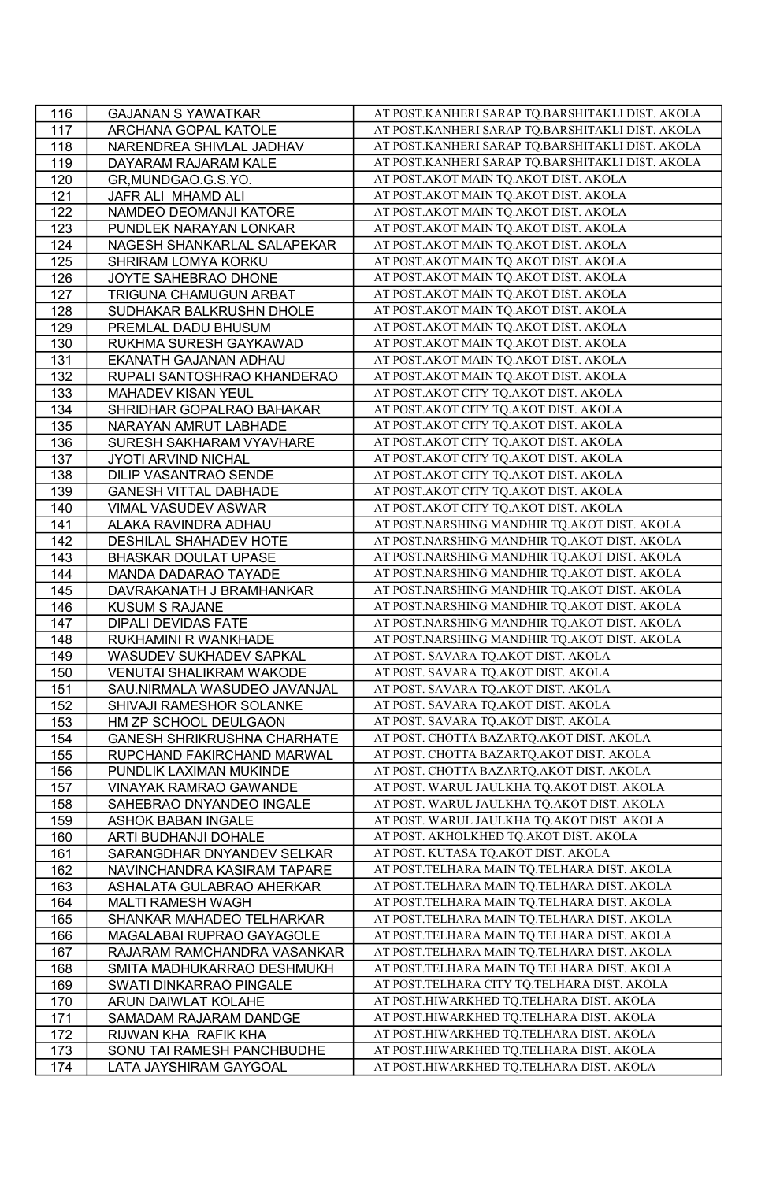| | | |
|---|---|---|
| 116 | GAJANAN S YAWATKAR | AT POST.KANHERI SARAP TQ.BARSHITAKLI DIST. AKOLA |
| 117 | ARCHANA GOPAL KATOLE | AT POST.KANHERI SARAP TQ.BARSHITAKLI DIST. AKOLA |
| 118 | NARENDREA SHIVLAL JADHAV | AT POST.KANHERI SARAP TQ.BARSHITAKLI DIST. AKOLA |
| 119 | DAYARAM RAJARAM KALE | AT POST.KANHERI SARAP TQ.BARSHITAKLI DIST. AKOLA |
| 120 | GR,MUNDGAO.G.S.YO. | AT POST.AKOT MAIN TQ.AKOT DIST. AKOLA |
| 121 | JAFR ALI MHAMD ALI | AT POST.AKOT MAIN TQ.AKOT DIST. AKOLA |
| 122 | NAMDEO DEOMANJI KATORE | AT POST.AKOT MAIN TQ.AKOT DIST. AKOLA |
| 123 | PUNDLEK NARAYAN LONKAR | AT POST.AKOT MAIN TQ.AKOT DIST. AKOLA |
| 124 | NAGESH SHANKARLAL SALAPEKAR | AT POST.AKOT MAIN TQ.AKOT DIST. AKOLA |
| 125 | SHRIRAM LOMYA KORKU | AT POST.AKOT MAIN TQ.AKOT DIST. AKOLA |
| 126 | JOYTE SAHEBRAO DHONE | AT POST.AKOT MAIN TQ.AKOT DIST. AKOLA |
| 127 | TRIGUNA CHAMUGUN ARBAT | AT POST.AKOT MAIN TQ.AKOT DIST. AKOLA |
| 128 | SUDHAKAR BALKRUSHN DHOLE | AT POST.AKOT MAIN TQ.AKOT DIST. AKOLA |
| 129 | PREMLAL DADU BHUSUM | AT POST.AKOT MAIN TQ.AKOT DIST. AKOLA |
| 130 | RUKHMA SURESH GAYKAWAD | AT POST.AKOT MAIN TQ.AKOT DIST. AKOLA |
| 131 | EKANATH GAJANAN ADHAU | AT POST.AKOT MAIN TQ.AKOT DIST. AKOLA |
| 132 | RUPALI SANTOSHRAO KHANDERAO | AT POST.AKOT MAIN TQ.AKOT DIST. AKOLA |
| 133 | MAHADEV KISAN YEUL | AT POST.AKOT CITY TQ.AKOT DIST. AKOLA |
| 134 | SHRIDHAR GOPALRAO BAHAKAR | AT POST.AKOT CITY TQ.AKOT DIST. AKOLA |
| 135 | NARAYAN AMRUT LABHADE | AT POST.AKOT CITY TQ.AKOT DIST. AKOLA |
| 136 | SURESH SAKHARAM VYAVHARE | AT POST.AKOT CITY TQ.AKOT DIST. AKOLA |
| 137 | JYOTI ARVIND NICHAL | AT POST.AKOT CITY TQ.AKOT DIST. AKOLA |
| 138 | DILIP VASANTRAO SENDE | AT POST.AKOT CITY TQ.AKOT DIST. AKOLA |
| 139 | GANESH VITTAL DABHADE | AT POST.AKOT CITY TQ.AKOT DIST. AKOLA |
| 140 | VIMAL VASUDEV ASWAR | AT POST.AKOT CITY TQ.AKOT DIST. AKOLA |
| 141 | ALAKA RAVINDRA ADHAU | AT POST.NARSHING MANDHIR TQ.AKOT DIST. AKOLA |
| 142 | DESHILAL SHAHADEV HOTE | AT POST.NARSHING MANDHIR TQ.AKOT DIST. AKOLA |
| 143 | BHASKAR DOULAT UPASE | AT POST.NARSHING MANDHIR TQ.AKOT DIST. AKOLA |
| 144 | MANDA DADARAO TAYADE | AT POST.NARSHING MANDHIR TQ.AKOT DIST. AKOLA |
| 145 | DAVRAKANATH J BRAMHANKAR | AT POST.NARSHING MANDHIR TQ.AKOT DIST. AKOLA |
| 146 | KUSUM S RAJANE | AT POST.NARSHING MANDHIR TQ.AKOT DIST. AKOLA |
| 147 | DIPALI DEVIDAS FATE | AT POST.NARSHING MANDHIR TQ.AKOT DIST. AKOLA |
| 148 | RUKHAMINI R WANKHADE | AT POST.NARSHING MANDHIR TQ.AKOT DIST. AKOLA |
| 149 | WASUDEV SUKHADEV SAPKAL | AT POST. SAVARA TQ.AKOT DIST. AKOLA |
| 150 | VENUTAI SHALIKRAM WAKODE | AT POST. SAVARA TQ.AKOT DIST. AKOLA |
| 151 | SAU.NIRMALA WASUDEO JAVANJAL | AT POST. SAVARA TQ.AKOT DIST. AKOLA |
| 152 | SHIVAJI RAMESHOR SOLANKE | AT POST. SAVARA TQ.AKOT DIST. AKOLA |
| 153 | HM ZP SCHOOL DEULGAON | AT POST. SAVARA TQ.AKOT DIST. AKOLA |
| 154 | GANESH SHRIKRUSHNA CHARHATE | AT POST. CHOTTA BAZARTQ.AKOT DIST. AKOLA |
| 155 | RUPCHAND FAKIRCHAND MARWAL | AT POST. CHOTTA BAZARTQ.AKOT DIST. AKOLA |
| 156 | PUNDLIK LAXIMAN MUKINDE | AT POST. CHOTTA BAZARTQ.AKOT DIST. AKOLA |
| 157 | VINAYAK RAMRAO GAWANDE | AT POST. WARUL JAULKHA TQ.AKOT DIST. AKOLA |
| 158 | SAHEBRAO DNYANDEO INGALE | AT POST. WARUL JAULKHA TQ.AKOT DIST. AKOLA |
| 159 | ASHOK BABAN INGALE | AT POST. WARUL JAULKHA TQ.AKOT DIST. AKOLA |
| 160 | ARTI BUDHANJI DOHALE | AT POST. AKHOLKHED TQ.AKOT DIST. AKOLA |
| 161 | SARANGDHAR DNYANDEV SELKAR | AT POST. KUTASA TQ.AKOT DIST. AKOLA |
| 162 | NAVINCHANDRA KASIRAM TAPARE | AT POST.TELHARA MAIN TQ.TELHARA DIST. AKOLA |
| 163 | ASHALATA GULABRAO AHERKAR | AT POST.TELHARA MAIN TQ.TELHARA DIST. AKOLA |
| 164 | MALTI RAMESH WAGH | AT POST.TELHARA MAIN TQ.TELHARA DIST. AKOLA |
| 165 | SHANKAR MAHADEO TELHARKAR | AT POST.TELHARA MAIN TQ.TELHARA DIST. AKOLA |
| 166 | MAGALABAI RUPRAO GAYAGOLE | AT POST.TELHARA MAIN TQ.TELHARA DIST. AKOLA |
| 167 | RAJARAM RAMCHANDRA VASANKAR | AT POST.TELHARA MAIN TQ.TELHARA DIST. AKOLA |
| 168 | SMITA MADHUKARRAO DESHMUKH | AT POST.TELHARA MAIN TQ.TELHARA DIST. AKOLA |
| 169 | SWATI DINKARRAO PINGALE | AT POST.TELHARA CITY TQ.TELHARA DIST. AKOLA |
| 170 | ARUN DAIWLAT KOLAHE | AT POST.HIWARKHED TQ.TELHARA DIST. AKOLA |
| 171 | SAMADAM RAJARAM DANDGE | AT POST.HIWARKHED TQ.TELHARA DIST. AKOLA |
| 172 | RIJWAN KHA RAFIK KHA | AT POST.HIWARKHED TQ.TELHARA DIST. AKOLA |
| 173 | SONU TAI RAMESH PANCHBUDHE | AT POST.HIWARKHED TQ.TELHARA DIST. AKOLA |
| 174 | LATA JAYSHIRAM GAYGOAL | AT POST.HIWARKHED TQ.TELHARA DIST. AKOLA |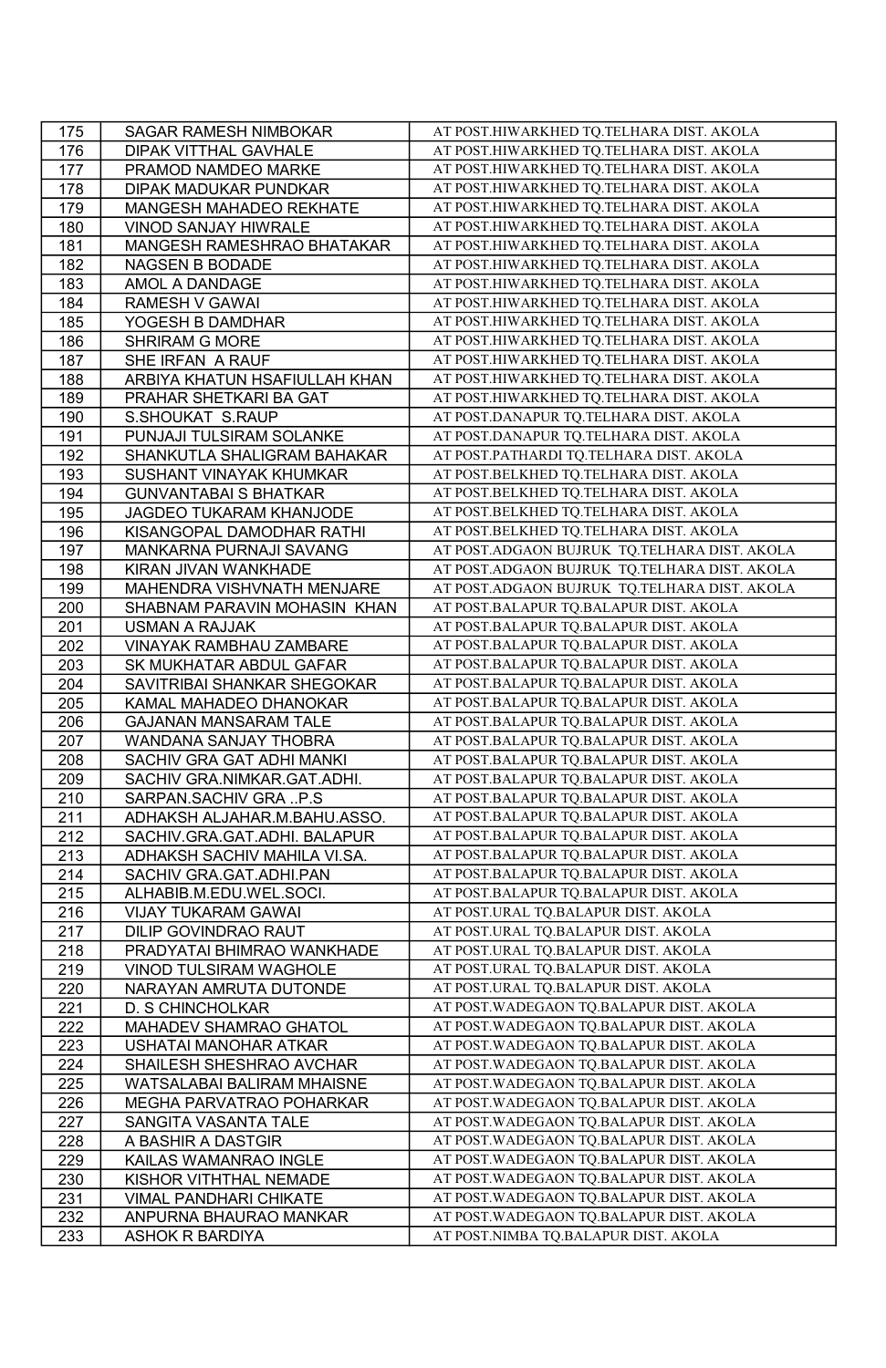| | | |
|---|---|---|
| 175 | SAGAR RAMESH NIMBOKAR | AT POST.HIWARKHED TQ.TELHARA DIST. AKOLA |
| 176 | DIPAK VITTHAL GAVHALE | AT POST.HIWARKHED TQ.TELHARA DIST. AKOLA |
| 177 | PRAMOD NAMDEO MARKE | AT POST.HIWARKHED TQ.TELHARA DIST. AKOLA |
| 178 | DIPAK MADUKAR PUNDKAR | AT POST.HIWARKHED TQ.TELHARA DIST. AKOLA |
| 179 | MANGESH MAHADEO REKHATE | AT POST.HIWARKHED TQ.TELHARA DIST. AKOLA |
| 180 | VINOD SANJAY HIWRALE | AT POST.HIWARKHED TQ.TELHARA DIST. AKOLA |
| 181 | MANGESH RAMESHRAO BHATAKAR | AT POST.HIWARKHED TQ.TELHARA DIST. AKOLA |
| 182 | NAGSEN B BODADE | AT POST.HIWARKHED TQ.TELHARA DIST. AKOLA |
| 183 | AMOL A DANDAGE | AT POST.HIWARKHED TQ.TELHARA DIST. AKOLA |
| 184 | RAMESH V GAWAI | AT POST.HIWARKHED TQ.TELHARA DIST. AKOLA |
| 185 | YOGESH B DAMDHAR | AT POST.HIWARKHED TQ.TELHARA DIST. AKOLA |
| 186 | SHRIRAM G MORE | AT POST.HIWARKHED TQ.TELHARA DIST. AKOLA |
| 187 | SHE IRFAN A RAUF | AT POST.HIWARKHED TQ.TELHARA DIST. AKOLA |
| 188 | ARBIYA KHATUN HSAFIULLAH KHAN | AT POST.HIWARKHED TQ.TELHARA DIST. AKOLA |
| 189 | PRAHAR SHETKARI BA GAT | AT POST.HIWARKHED TQ.TELHARA DIST. AKOLA |
| 190 | S.SHOUKAT S.RAUP | AT POST.DANAPUR TQ.TELHARA DIST. AKOLA |
| 191 | PUNJAJI TULSIRAM SOLANKE | AT POST.DANAPUR TQ.TELHARA DIST. AKOLA |
| 192 | SHANKUTLA SHALIGRAM BAHAKAR | AT POST.PATHARDI TQ.TELHARA DIST. AKOLA |
| 193 | SUSHANT VINAYAK KHUMKAR | AT POST.BELKHED TQ.TELHARA DIST. AKOLA |
| 194 | GUNVANTABAI S BHATKAR | AT POST.BELKHED TQ.TELHARA DIST. AKOLA |
| 195 | JAGDEO TUKARAM KHANJODE | AT POST.BELKHED TQ.TELHARA DIST. AKOLA |
| 196 | KISANGOPAL DAMODHAR RATHI | AT POST.BELKHED TQ.TELHARA DIST. AKOLA |
| 197 | MANKARNA PURNAJI SAVANG | AT POST.ADGAON BUJRUK TQ.TELHARA DIST. AKOLA |
| 198 | KIRAN JIVAN WANKHADE | AT POST.ADGAON BUJRUK TQ.TELHARA DIST. AKOLA |
| 199 | MAHENDRA VISHVNATH MENJARE | AT POST.ADGAON BUJRUK TQ.TELHARA DIST. AKOLA |
| 200 | SHABNAM PARAVIN MOHASIN KHAN | AT POST.BALAPUR TQ.BALAPUR DIST. AKOLA |
| 201 | USMAN A RAJJAK | AT POST.BALAPUR TQ.BALAPUR DIST. AKOLA |
| 202 | VINAYAK RAMBHAU ZAMBARE | AT POST.BALAPUR TQ.BALAPUR DIST. AKOLA |
| 203 | SK MUKHATAR ABDUL GAFAR | AT POST.BALAPUR TQ.BALAPUR DIST. AKOLA |
| 204 | SAVITRIBAI SHANKAR SHEGOKAR | AT POST.BALAPUR TQ.BALAPUR DIST. AKOLA |
| 205 | KAMAL MAHADEO DHANOKAR | AT POST.BALAPUR TQ.BALAPUR DIST. AKOLA |
| 206 | GAJANAN MANSARAM TALE | AT POST.BALAPUR TQ.BALAPUR DIST. AKOLA |
| 207 | WANDANA SANJAY THOBRA | AT POST.BALAPUR TQ.BALAPUR DIST. AKOLA |
| 208 | SACHIV GRA GAT ADHI MANKI | AT POST.BALAPUR TQ.BALAPUR DIST. AKOLA |
| 209 | SACHIV GRA.NIMKAR.GAT.ADHI. | AT POST.BALAPUR TQ.BALAPUR DIST. AKOLA |
| 210 | SARPAN.SACHIV GRA ..P.S | AT POST.BALAPUR TQ.BALAPUR DIST. AKOLA |
| 211 | ADHAKSH ALJAHAR.M.BAHU.ASSO. | AT POST.BALAPUR TQ.BALAPUR DIST. AKOLA |
| 212 | SACHIV.GRA.GAT.ADHI. BALAPUR | AT POST.BALAPUR TQ.BALAPUR DIST. AKOLA |
| 213 | ADHAKSH SACHIV MAHILA VI.SA. | AT POST.BALAPUR TQ.BALAPUR DIST. AKOLA |
| 214 | SACHIV GRA.GAT.ADHI.PAN | AT POST.BALAPUR TQ.BALAPUR DIST. AKOLA |
| 215 | ALHABIB.M.EDU.WEL.SOCI. | AT POST.BALAPUR TQ.BALAPUR DIST. AKOLA |
| 216 | VIJAY TUKARAM GAWAI | AT POST.URAL TQ.BALAPUR DIST. AKOLA |
| 217 | DILIP GOVINDRAO RAUT | AT POST.URAL TQ.BALAPUR DIST. AKOLA |
| 218 | PRADYATAI BHIMRAO WANKHADE | AT POST.URAL TQ.BALAPUR DIST. AKOLA |
| 219 | VINOD TULSIRAM WAGHOLE | AT POST.URAL TQ.BALAPUR DIST. AKOLA |
| 220 | NARAYAN AMRUTA DUTONDE | AT POST.URAL TQ.BALAPUR DIST. AKOLA |
| 221 | D. S CHINCHOLKAR | AT POST.WADEGAON TQ.BALAPUR DIST. AKOLA |
| 222 | MAHADEV SHAMRAO GHATOL | AT POST.WADEGAON TQ.BALAPUR DIST. AKOLA |
| 223 | USHATAI MANOHAR ATKAR | AT POST.WADEGAON TQ.BALAPUR DIST. AKOLA |
| 224 | SHAILESH SHESHRAO AVCHAR | AT POST.WADEGAON TQ.BALAPUR DIST. AKOLA |
| 225 | WATSALABAI BALIRAM MHAISNE | AT POST.WADEGAON TQ.BALAPUR DIST. AKOLA |
| 226 | MEGHA PARVATRAO POHARKAR | AT POST.WADEGAON TQ.BALAPUR DIST. AKOLA |
| 227 | SANGITA VASANTA TALE | AT POST.WADEGAON TQ.BALAPUR DIST. AKOLA |
| 228 | A BASHIR A DASTGIR | AT POST.WADEGAON TQ.BALAPUR DIST. AKOLA |
| 229 | KAILAS WAMANRAO INGLE | AT POST.WADEGAON TQ.BALAPUR DIST. AKOLA |
| 230 | KISHOR VITHTHAL NEMADE | AT POST.WADEGAON TQ.BALAPUR DIST. AKOLA |
| 231 | VIMAL PANDHARI CHIKATE | AT POST.WADEGAON TQ.BALAPUR DIST. AKOLA |
| 232 | ANPURNA BHAURAO MANKAR | AT POST.WADEGAON TQ.BALAPUR DIST. AKOLA |
| 233 | ASHOK R BARDIYA | AT POST.NIMBA TQ.BALAPUR DIST. AKOLA |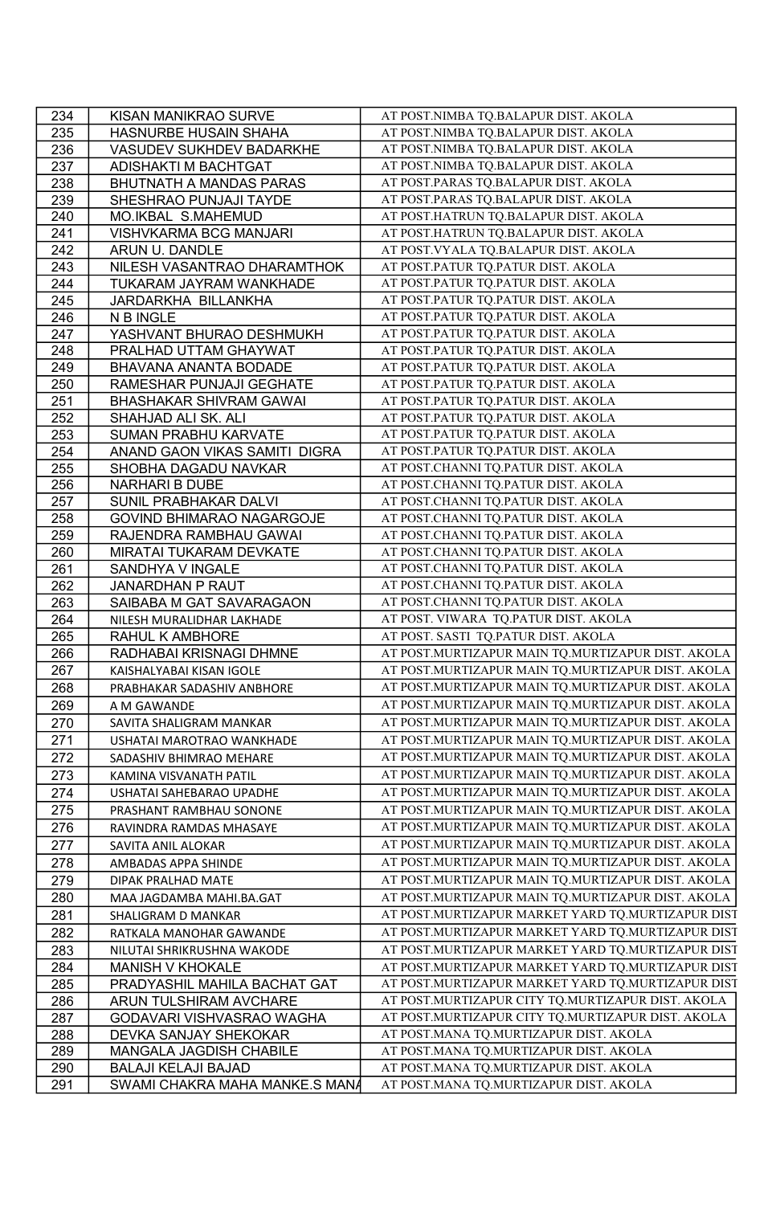| | | |
|---|---|---|
| 234 | KISAN MANIKRAO SURVE | AT POST.NIMBA TQ.BALAPUR DIST. AKOLA |
| 235 | HASNURBE HUSAIN SHAHA | AT POST.NIMBA TQ.BALAPUR DIST. AKOLA |
| 236 | VASUDEV SUKHDEV BADARKHE | AT POST.NIMBA TQ.BALAPUR DIST. AKOLA |
| 237 | ADISHAKTI M BACHTGAT | AT POST.NIMBA TQ.BALAPUR DIST. AKOLA |
| 238 | BHUTNATH A MANDAS PARAS | AT POST.PARAS TQ.BALAPUR DIST. AKOLA |
| 239 | SHESHRAO PUNJAJI TAYDE | AT POST.PARAS TQ.BALAPUR DIST. AKOLA |
| 240 | MO.IKBAL S.MAHEMUD | AT POST.HATRUN TQ.BALAPUR DIST. AKOLA |
| 241 | VISHVKARMA BCG MANJARI | AT POST.HATRUN TQ.BALAPUR DIST. AKOLA |
| 242 | ARUN U. DANDLE | AT POST.VYALA TQ.BALAPUR DIST. AKOLA |
| 243 | NILESH VASANTRAO DHARAMTHOK | AT POST.PATUR TQ.PATUR DIST. AKOLA |
| 244 | TUKARAM JAYRAM WANKHADE | AT POST.PATUR TQ.PATUR DIST. AKOLA |
| 245 | JARDARKHA BILLANKHA | AT POST.PATUR TQ.PATUR DIST. AKOLA |
| 246 | N B INGLE | AT POST.PATUR TQ.PATUR DIST. AKOLA |
| 247 | YASHVANT BHURAO DESHMUKH | AT POST.PATUR TQ.PATUR DIST. AKOLA |
| 248 | PRALHAD UTTAM GHAYWAT | AT POST.PATUR TQ.PATUR DIST. AKOLA |
| 249 | BHAVANA ANANTA BODADE | AT POST.PATUR TQ.PATUR DIST. AKOLA |
| 250 | RAMESHAR PUNJAJI GEGHATE | AT POST.PATUR TQ.PATUR DIST. AKOLA |
| 251 | BHASHAKAR SHIVRAM GAWAI | AT POST.PATUR TQ.PATUR DIST. AKOLA |
| 252 | SHAHJAD ALI SK. ALI | AT POST.PATUR TQ.PATUR DIST. AKOLA |
| 253 | SUMAN PRABHU KARVATE | AT POST.PATUR TQ.PATUR DIST. AKOLA |
| 254 | ANAND GAON VIKAS SAMITI DIGRA | AT POST.PATUR TQ.PATUR DIST. AKOLA |
| 255 | SHOBHA DAGADU NAVKAR | AT POST.CHANNI TQ.PATUR DIST. AKOLA |
| 256 | NARHARI B DUBE | AT POST.CHANNI TQ.PATUR DIST. AKOLA |
| 257 | SUNIL PRABHAKAR DALVI | AT POST.CHANNI TQ.PATUR DIST. AKOLA |
| 258 | GOVIND BHIMARAO NAGARGOJE | AT POST.CHANNI TQ.PATUR DIST. AKOLA |
| 259 | RAJENDRA RAMBHAU GAWAI | AT POST.CHANNI TQ.PATUR DIST. AKOLA |
| 260 | MIRATAI TUKARAM DEVKATE | AT POST.CHANNI TQ.PATUR DIST. AKOLA |
| 261 | SANDHYA V INGALE | AT POST.CHANNI TQ.PATUR DIST. AKOLA |
| 262 | JANARDHAN P RAUT | AT POST.CHANNI TQ.PATUR DIST. AKOLA |
| 263 | SAIBABA M GAT SAVARAGAON | AT POST.CHANNI TQ.PATUR DIST. AKOLA |
| 264 | NILESH MURALIDHAR LAKHADE | AT POST. VIWARA TQ.PATUR DIST. AKOLA |
| 265 | RAHUL K AMBHORE | AT POST. SASTI TQ.PATUR DIST. AKOLA |
| 266 | RADHABAI KRISNAGI DHMNE | AT POST.MURTIZAPUR MAIN TQ.MURTIZAPUR DIST. AKOLA |
| 267 | KAISHALYABAI KISAN IGOLE | AT POST.MURTIZAPUR MAIN TQ.MURTIZAPUR DIST. AKOLA |
| 268 | PRABHAKAR SADASHIV ANBHORE | AT POST.MURTIZAPUR MAIN TQ.MURTIZAPUR DIST. AKOLA |
| 269 | A M GAWANDE | AT POST.MURTIZAPUR MAIN TQ.MURTIZAPUR DIST. AKOLA |
| 270 | SAVITA SHALIGRAM MANKAR | AT POST.MURTIZAPUR MAIN TQ.MURTIZAPUR DIST. AKOLA |
| 271 | USHATAI MAROTRAO WANKHADE | AT POST.MURTIZAPUR MAIN TQ.MURTIZAPUR DIST. AKOLA |
| 272 | SADASHIV BHIMRAO MEHARE | AT POST.MURTIZAPUR MAIN TQ.MURTIZAPUR DIST. AKOLA |
| 273 | KAMINA VISVANATH PATIL | AT POST.MURTIZAPUR MAIN TQ.MURTIZAPUR DIST. AKOLA |
| 274 | USHATAI SAHEBARAO UPADHE | AT POST.MURTIZAPUR MAIN TQ.MURTIZAPUR DIST. AKOLA |
| 275 | PRASHANT RAMBHAU SONONE | AT POST.MURTIZAPUR MAIN TQ.MURTIZAPUR DIST. AKOLA |
| 276 | RAVINDRA RAMDAS MHASAYE | AT POST.MURTIZAPUR MAIN TQ.MURTIZAPUR DIST. AKOLA |
| 277 | SAVITA ANIL ALOKAR | AT POST.MURTIZAPUR MAIN TQ.MURTIZAPUR DIST. AKOLA |
| 278 | AMBADAS APPA SHINDE | AT POST.MURTIZAPUR MAIN TQ.MURTIZAPUR DIST. AKOLA |
| 279 | DIPAK PRALHAD MATE | AT POST.MURTIZAPUR MAIN TQ.MURTIZAPUR DIST. AKOLA |
| 280 | MAA JAGDAMBA MAHI.BA.GAT | AT POST.MURTIZAPUR MAIN TQ.MURTIZAPUR DIST. AKOLA |
| 281 | SHALIGRAM D MANKAR | AT POST.MURTIZAPUR MARKET YARD TQ.MURTIZAPUR DIST |
| 282 | RATKALA MANOHAR GAWANDE | AT POST.MURTIZAPUR MARKET YARD TQ.MURTIZAPUR DIST |
| 283 | NILUTAI SHRIKRUSHNA WAKODE | AT POST.MURTIZAPUR MARKET YARD TQ.MURTIZAPUR DIST |
| 284 | MANISH V KHOKALE | AT POST.MURTIZAPUR MARKET YARD TQ.MURTIZAPUR DIST |
| 285 | PRADYASHIL MAHILA BACHAT GAT | AT POST.MURTIZAPUR MARKET YARD TQ.MURTIZAPUR DIST |
| 286 | ARUN TULSHIRAM AVCHARE | AT POST.MURTIZAPUR CITY TQ.MURTIZAPUR DIST. AKOLA |
| 287 | GODAVARI VISHVASRAO WAGHA | AT POST.MURTIZAPUR CITY TQ.MURTIZAPUR DIST. AKOLA |
| 288 | DEVKA SANJAY SHEKOKAR | AT POST.MANA TQ.MURTIZAPUR DIST. AKOLA |
| 289 | MANGALA JAGDISH CHABILE | AT POST.MANA TQ.MURTIZAPUR DIST. AKOLA |
| 290 | BALAJI KELAJI BAJAD | AT POST.MANA TQ.MURTIZAPUR DIST. AKOLA |
| 291 | SWAMI CHAKRA MAHA MANKE.S MANA | AT POST.MANA TQ.MURTIZAPUR DIST. AKOLA |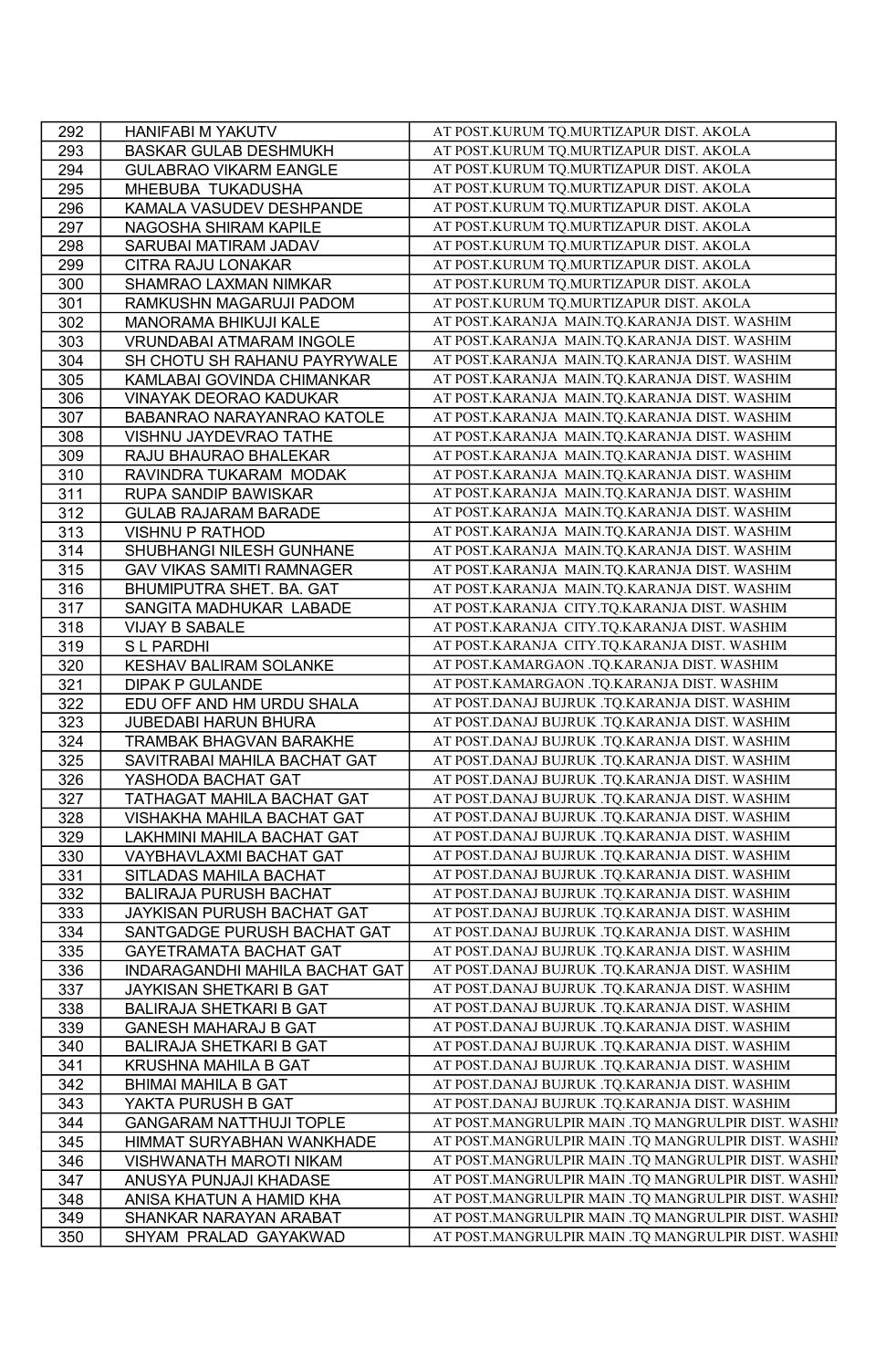| | | |
|---|---|---|
| 292 | HANIFABI M YAKUTV | AT POST.KURUM TQ.MURTIZAPUR DIST. AKOLA |
| 293 | BASKAR GULAB DESHMUKH | AT POST.KURUM TQ.MURTIZAPUR DIST. AKOLA |
| 294 | GULABRAO VIKARM EANGLE | AT POST.KURUM TQ.MURTIZAPUR DIST. AKOLA |
| 295 | MHEBUBA TUKADUSHA | AT POST.KURUM TQ.MURTIZAPUR DIST. AKOLA |
| 296 | KAMALA VASUDEV DESHPANDE | AT POST.KURUM TQ.MURTIZAPUR DIST. AKOLA |
| 297 | NAGOSHA SHIRAM KAPILE | AT POST.KURUM TQ.MURTIZAPUR DIST. AKOLA |
| 298 | SARUBAI MATIRAM JADAV | AT POST.KURUM TQ.MURTIZAPUR DIST. AKOLA |
| 299 | CITRA RAJU LONAKAR | AT POST.KURUM TQ.MURTIZAPUR DIST. AKOLA |
| 300 | SHAMRAO LAXMAN NIMKAR | AT POST.KURUM TQ.MURTIZAPUR DIST. AKOLA |
| 301 | RAMKUSHN MAGARUJI PADOM | AT POST.KURUM TQ.MURTIZAPUR DIST. AKOLA |
| 302 | MANORAMA BHIKUJI KALE | AT POST.KARANJA MAIN.TQ.KARANJA DIST. WASHIM |
| 303 | VRUNDABAI ATMARAM INGOLE | AT POST.KARANJA MAIN.TQ.KARANJA DIST. WASHIM |
| 304 | SH CHOTU SH RAHANU PAYRYWALE | AT POST.KARANJA MAIN.TQ.KARANJA DIST. WASHIM |
| 305 | KAMLABAI GOVINDA CHIMANKAR | AT POST.KARANJA MAIN.TQ.KARANJA DIST. WASHIM |
| 306 | VINAYAK DEORAO KADUKAR | AT POST.KARANJA MAIN.TQ.KARANJA DIST. WASHIM |
| 307 | BABANRAO NARAYANRAO KATOLE | AT POST.KARANJA MAIN.TQ.KARANJA DIST. WASHIM |
| 308 | VISHNU JAYDEVRAO TATHE | AT POST.KARANJA MAIN.TQ.KARANJA DIST. WASHIM |
| 309 | RAJU BHAURAO BHALEKAR | AT POST.KARANJA MAIN.TQ.KARANJA DIST. WASHIM |
| 310 | RAVINDRA TUKARAM MODAK | AT POST.KARANJA MAIN.TQ.KARANJA DIST. WASHIM |
| 311 | RUPA SANDIP BAWISKAR | AT POST.KARANJA MAIN.TQ.KARANJA DIST. WASHIM |
| 312 | GULAB RAJARAM BARADE | AT POST.KARANJA MAIN.TQ.KARANJA DIST. WASHIM |
| 313 | VISHNU P RATHOD | AT POST.KARANJA MAIN.TQ.KARANJA DIST. WASHIM |
| 314 | SHUBHANGI NILESH GUNHANE | AT POST.KARANJA MAIN.TQ.KARANJA DIST. WASHIM |
| 315 | GAV VIKAS SAMITI RAMNAGER | AT POST.KARANJA MAIN.TQ.KARANJA DIST. WASHIM |
| 316 | BHUMIPUTRA SHET. BA. GAT | AT POST.KARANJA MAIN.TQ.KARANJA DIST. WASHIM |
| 317 | SANGITA MADHUKAR LABADE | AT POST.KARANJA CITY.TQ.KARANJA DIST. WASHIM |
| 318 | VIJAY B SABALE | AT POST.KARANJA CITY.TQ.KARANJA DIST. WASHIM |
| 319 | S L PARDHI | AT POST.KARANJA CITY.TQ.KARANJA DIST. WASHIM |
| 320 | KESHAV BALIRAM SOLANKE | AT POST.KAMARGAON .TQ.KARANJA DIST. WASHIM |
| 321 | DIPAK P GULANDE | AT POST.KAMARGAON .TQ.KARANJA DIST. WASHIM |
| 322 | EDU OFF AND HM URDU SHALA | AT POST.DANAJ BUJRUK .TQ.KARANJA DIST. WASHIM |
| 323 | JUBEDABI HARUN BHURA | AT POST.DANAJ BUJRUK .TQ.KARANJA DIST. WASHIM |
| 324 | TRAMBAK BHAGVAN BARAKHE | AT POST.DANAJ BUJRUK .TQ.KARANJA DIST. WASHIM |
| 325 | SAVITRABAI MAHILA BACHAT GAT | AT POST.DANAJ BUJRUK .TQ.KARANJA DIST. WASHIM |
| 326 | YASHODA BACHAT GAT | AT POST.DANAJ BUJRUK .TQ.KARANJA DIST. WASHIM |
| 327 | TATHAGAT MAHILA BACHAT GAT | AT POST.DANAJ BUJRUK .TQ.KARANJA DIST. WASHIM |
| 328 | VISHAKHA MAHILA BACHAT GAT | AT POST.DANAJ BUJRUK .TQ.KARANJA DIST. WASHIM |
| 329 | LAKHMINI MAHILA BACHAT GAT | AT POST.DANAJ BUJRUK .TQ.KARANJA DIST. WASHIM |
| 330 | VAYBHAVLAXMI BACHAT GAT | AT POST.DANAJ BUJRUK .TQ.KARANJA DIST. WASHIM |
| 331 | SITLADAS MAHILA BACHAT | AT POST.DANAJ BUJRUK .TQ.KARANJA DIST. WASHIM |
| 332 | BALIRAJA PURUSH BACHAT | AT POST.DANAJ BUJRUK .TQ.KARANJA DIST. WASHIM |
| 333 | JAYKISAN PURUSH BACHAT GAT | AT POST.DANAJ BUJRUK .TQ.KARANJA DIST. WASHIM |
| 334 | SANTGADGE PURUSH BACHAT GAT | AT POST.DANAJ BUJRUK .TQ.KARANJA DIST. WASHIM |
| 335 | GAYETRAMATA BACHAT GAT | AT POST.DANAJ BUJRUK .TQ.KARANJA DIST. WASHIM |
| 336 | INDARAGANDHI MAHILA BACHAT GAT | AT POST.DANAJ BUJRUK .TQ.KARANJA DIST. WASHIM |
| 337 | JAYKISAN SHETKARI B GAT | AT POST.DANAJ BUJRUK .TQ.KARANJA DIST. WASHIM |
| 338 | BALIRAJA SHETKARI B GAT | AT POST.DANAJ BUJRUK .TQ.KARANJA DIST. WASHIM |
| 339 | GANESH MAHARAJ B GAT | AT POST.DANAJ BUJRUK .TQ.KARANJA DIST. WASHIM |
| 340 | BALIRAJA SHETKARI B GAT | AT POST.DANAJ BUJRUK .TQ.KARANJA DIST. WASHIM |
| 341 | KRUSHNA MAHILA B GAT | AT POST.DANAJ BUJRUK .TQ.KARANJA DIST. WASHIM |
| 342 | BHIMAI MAHILA B GAT | AT POST.DANAJ BUJRUK .TQ.KARANJA DIST. WASHIM |
| 343 | YAKTA PURUSH B GAT | AT POST.DANAJ BUJRUK .TQ.KARANJA DIST. WASHIM |
| 344 | GANGARAM NATTHUJI TOPLE | AT POST.MANGRULPIR MAIN .TQ MANGRULPIR DIST. WASHIM |
| 345 | HIMMAT SURYABHAN WANKHADE | AT POST.MANGRULPIR MAIN .TQ MANGRULPIR DIST. WASHIM |
| 346 | VISHWANATH MAROTI NIKAM | AT POST.MANGRULPIR MAIN .TQ MANGRULPIR DIST. WASHIM |
| 347 | ANUSYA PUNJAJI KHADASE | AT POST.MANGRULPIR MAIN .TQ MANGRULPIR DIST. WASHIM |
| 348 | ANISA KHATUN A HAMID KHA | AT POST.MANGRULPIR MAIN .TQ MANGRULPIR DIST. WASHIM |
| 349 | SHANKAR NARAYAN ARABAT | AT POST.MANGRULPIR MAIN .TQ MANGRULPIR DIST. WASHIM |
| 350 | SHYAM PRALAD GAYAKWAD | AT POST.MANGRULPIR MAIN .TQ MANGRULPIR DIST. WASHIM |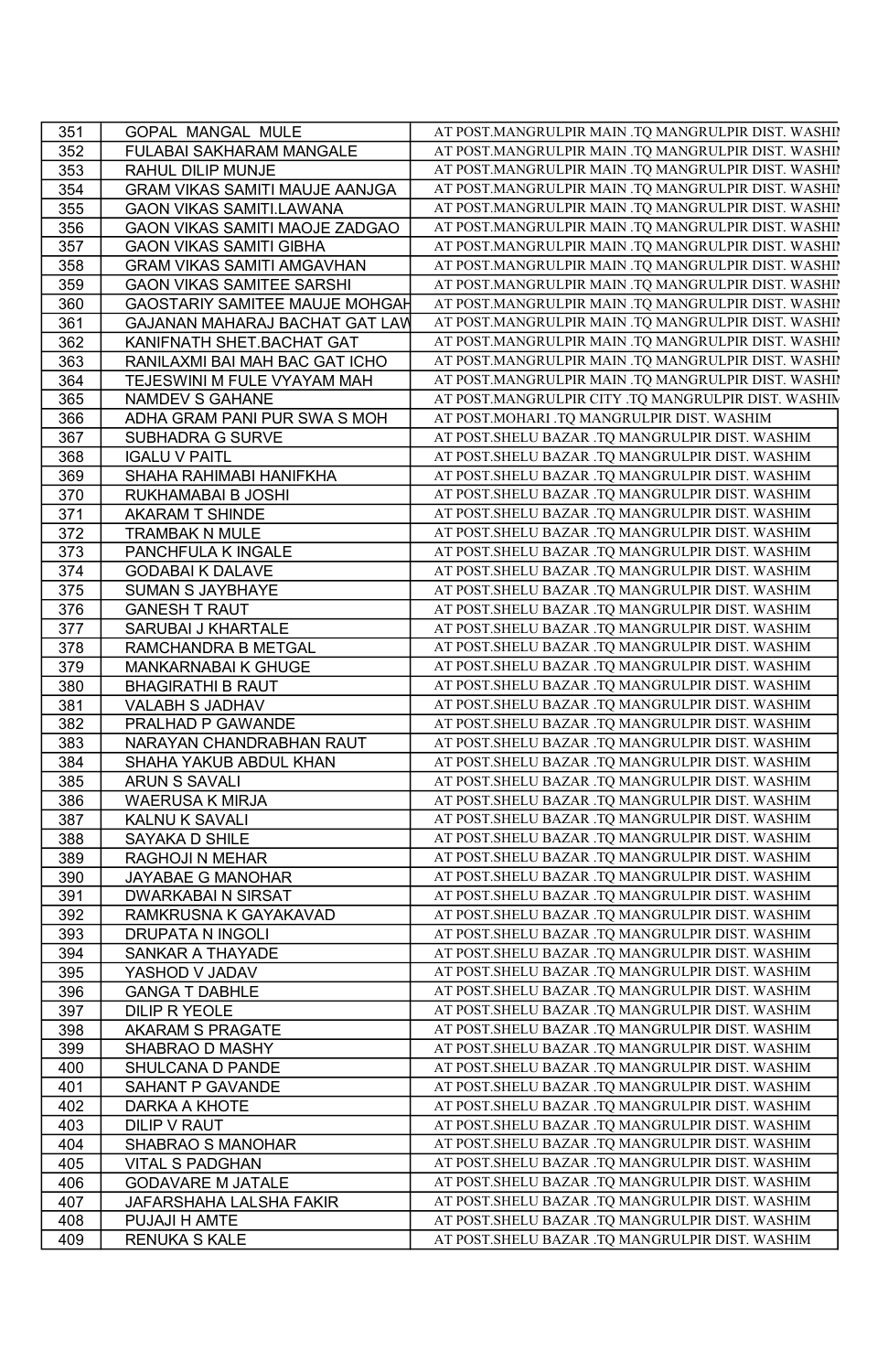| | | |
|---|---|---|
| 351 | GOPAL MANGAL MULE | AT POST.MANGRULPIR MAIN .TQ MANGRULPIR DIST. WASHIN |
| 352 | FULABAI SAKHARAM MANGALE | AT POST.MANGRULPIR MAIN .TQ MANGRULPIR DIST. WASHIN |
| 353 | RAHUL DILIP MUNJE | AT POST.MANGRULPIR MAIN .TQ MANGRULPIR DIST. WASHIN |
| 354 | GRAM VIKAS SAMITI MAUJE AANJGA | AT POST.MANGRULPIR MAIN .TQ MANGRULPIR DIST. WASHIN |
| 355 | GAON VIKAS SAMITI.LAWANA | AT POST.MANGRULPIR MAIN .TQ MANGRULPIR DIST. WASHIN |
| 356 | GAON VIKAS SAMITI MAOJE ZADGAO | AT POST.MANGRULPIR MAIN .TQ MANGRULPIR DIST. WASHIN |
| 357 | GAON VIKAS SAMITI GIBHA | AT POST.MANGRULPIR MAIN .TQ MANGRULPIR DIST. WASHIN |
| 358 | GRAM VIKAS SAMITI AMGAVHAN | AT POST.MANGRULPIR MAIN .TQ MANGRULPIR DIST. WASHIN |
| 359 | GAON VIKAS SAMITEE SARSHI | AT POST.MANGRULPIR MAIN .TQ MANGRULPIR DIST. WASHIN |
| 360 | GAOSTARIY SAMITEE MAUJE MOHGAH | AT POST.MANGRULPIR MAIN .TQ MANGRULPIR DIST. WASHIN |
| 361 | GAJANAN MAHARAJ BACHAT GAT LAW | AT POST.MANGRULPIR MAIN .TQ MANGRULPIR DIST. WASHIN |
| 362 | KANIFNATH SHET.BACHAT GAT | AT POST.MANGRULPIR MAIN .TQ MANGRULPIR DIST. WASHIN |
| 363 | RANILAXMI BAI MAH BAC GAT ICHO | AT POST.MANGRULPIR MAIN .TQ MANGRULPIR DIST. WASHIN |
| 364 | TEJESWINI M FULE VYAYAM MAH | AT POST.MANGRULPIR MAIN .TQ MANGRULPIR DIST. WASHIN |
| 365 | NAMDEV S GAHANE | AT POST.MANGRULPIR CITY .TQ MANGRULPIR DIST. WASHIM |
| 366 | ADHA GRAM PANI PUR SWA S MOH | AT POST.MOHARI .TQ MANGRULPIR DIST. WASHIM |
| 367 | SUBHADRA G SURVE | AT POST.SHELU BAZAR .TQ MANGRULPIR DIST. WASHIM |
| 368 | IGALU V PAITL | AT POST.SHELU BAZAR .TQ MANGRULPIR DIST. WASHIM |
| 369 | SHAHA RAHIMABI HANIFKHA | AT POST.SHELU BAZAR .TQ MANGRULPIR DIST. WASHIM |
| 370 | RUKHAMABAI B JOSHI | AT POST.SHELU BAZAR .TQ MANGRULPIR DIST. WASHIM |
| 371 | AKARAM T SHINDE | AT POST.SHELU BAZAR .TQ MANGRULPIR DIST. WASHIM |
| 372 | TRAMBAK N MULE | AT POST.SHELU BAZAR .TQ MANGRULPIR DIST. WASHIM |
| 373 | PANCHFULA K INGALE | AT POST.SHELU BAZAR .TQ MANGRULPIR DIST. WASHIM |
| 374 | GODABAI K DALAVE | AT POST.SHELU BAZAR .TQ MANGRULPIR DIST. WASHIM |
| 375 | SUMAN S JAYBHAYE | AT POST.SHELU BAZAR .TQ MANGRULPIR DIST. WASHIM |
| 376 | GANESH T RAUT | AT POST.SHELU BAZAR .TQ MANGRULPIR DIST. WASHIM |
| 377 | SARUBAI J KHARTALE | AT POST.SHELU BAZAR .TQ MANGRULPIR DIST. WASHIM |
| 378 | RAMCHANDRA B METGAL | AT POST.SHELU BAZAR .TQ MANGRULPIR DIST. WASHIM |
| 379 | MANKARNABAI K GHUGE | AT POST.SHELU BAZAR .TQ MANGRULPIR DIST. WASHIM |
| 380 | BHAGIRATHI B RAUT | AT POST.SHELU BAZAR .TQ MANGRULPIR DIST. WASHIM |
| 381 | VALABH S JADHAV | AT POST.SHELU BAZAR .TQ MANGRULPIR DIST. WASHIM |
| 382 | PRALHAD P GAWANDE | AT POST.SHELU BAZAR .TQ MANGRULPIR DIST. WASHIM |
| 383 | NARAYAN CHANDRABHAN RAUT | AT POST.SHELU BAZAR .TQ MANGRULPIR DIST. WASHIM |
| 384 | SHAHA YAKUB ABDUL KHAN | AT POST.SHELU BAZAR .TQ MANGRULPIR DIST. WASHIM |
| 385 | ARUN S SAVALI | AT POST.SHELU BAZAR .TQ MANGRULPIR DIST. WASHIM |
| 386 | WAERUSA K MIRJA | AT POST.SHELU BAZAR .TQ MANGRULPIR DIST. WASHIM |
| 387 | KALNU K SAVALI | AT POST.SHELU BAZAR .TQ MANGRULPIR DIST. WASHIM |
| 388 | SAYAKA D SHILE | AT POST.SHELU BAZAR .TQ MANGRULPIR DIST. WASHIM |
| 389 | RAGHOJI N MEHAR | AT POST.SHELU BAZAR .TQ MANGRULPIR DIST. WASHIM |
| 390 | JAYABAE G MANOHAR | AT POST.SHELU BAZAR .TQ MANGRULPIR DIST. WASHIM |
| 391 | DWARKABAI N SIRSAT | AT POST.SHELU BAZAR .TQ MANGRULPIR DIST. WASHIM |
| 392 | RAMKRUSNA K GAYAKAVAD | AT POST.SHELU BAZAR .TQ MANGRULPIR DIST. WASHIM |
| 393 | DRUPATA N INGOLI | AT POST.SHELU BAZAR .TQ MANGRULPIR DIST. WASHIM |
| 394 | SANKAR A THAYADE | AT POST.SHELU BAZAR .TQ MANGRULPIR DIST. WASHIM |
| 395 | YASHOD V JADAV | AT POST.SHELU BAZAR .TQ MANGRULPIR DIST. WASHIM |
| 396 | GANGA T DABHLE | AT POST.SHELU BAZAR .TQ MANGRULPIR DIST. WASHIM |
| 397 | DILIP R YEOLE | AT POST.SHELU BAZAR .TQ MANGRULPIR DIST. WASHIM |
| 398 | AKARAM S PRAGATE | AT POST.SHELU BAZAR .TQ MANGRULPIR DIST. WASHIM |
| 399 | SHABRAO D MASHY | AT POST.SHELU BAZAR .TQ MANGRULPIR DIST. WASHIM |
| 400 | SHULCANA D PANDE | AT POST.SHELU BAZAR .TQ MANGRULPIR DIST. WASHIM |
| 401 | SAHANT P GAVANDE | AT POST.SHELU BAZAR .TQ MANGRULPIR DIST. WASHIM |
| 402 | DARKA A KHOTE | AT POST.SHELU BAZAR .TQ MANGRULPIR DIST. WASHIM |
| 403 | DILIP V RAUT | AT POST.SHELU BAZAR .TQ MANGRULPIR DIST. WASHIM |
| 404 | SHABRAO S MANOHAR | AT POST.SHELU BAZAR .TQ MANGRULPIR DIST. WASHIM |
| 405 | VITAL S PADGHAN | AT POST.SHELU BAZAR .TQ MANGRULPIR DIST. WASHIM |
| 406 | GODAVARE M JATALE | AT POST.SHELU BAZAR .TQ MANGRULPIR DIST. WASHIM |
| 407 | JAFARSHAHA LALSHA FAKIR | AT POST.SHELU BAZAR .TQ MANGRULPIR DIST. WASHIM |
| 408 | PUJAJI H AMTE | AT POST.SHELU BAZAR .TQ MANGRULPIR DIST. WASHIM |
| 409 | RENUKA S KALE | AT POST.SHELU BAZAR .TQ MANGRULPIR DIST. WASHIM |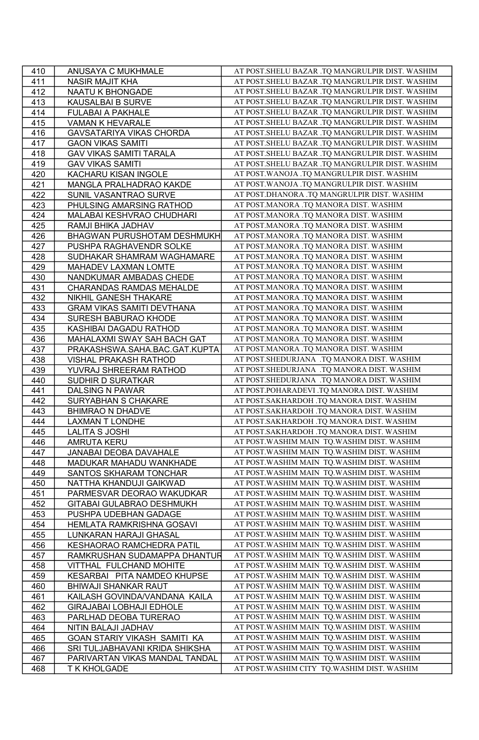| | | |
|---|---|---|
| 410 | ANUSAYA C MUKHMALE | AT POST.SHELU BAZAR .TQ MANGRULPIR DIST. WASHIM |
| 411 | NASIR MAJIT KHA | AT POST.SHELU BAZAR .TQ MANGRULPIR DIST. WASHIM |
| 412 | NAATU K BHONGADE | AT POST.SHELU BAZAR .TQ MANGRULPIR DIST. WASHIM |
| 413 | KAUSALBAI B SURVE | AT POST.SHELU BAZAR .TQ MANGRULPIR DIST. WASHIM |
| 414 | FULABAI A PAKHALE | AT POST.SHELU BAZAR .TQ MANGRULPIR DIST. WASHIM |
| 415 | VAMAN K HEVARALE | AT POST.SHELU BAZAR .TQ MANGRULPIR DIST. WASHIM |
| 416 | GAVSATARIYA VIKAS CHORDA | AT POST.SHELU BAZAR .TQ MANGRULPIR DIST. WASHIM |
| 417 | GAON VIKAS SAMITI | AT POST.SHELU BAZAR .TQ MANGRULPIR DIST. WASHIM |
| 418 | GAV VIKAS SAMITI TARALA | AT POST.SHELU BAZAR .TQ MANGRULPIR DIST. WASHIM |
| 419 | GAV VIKAS SAMITI | AT POST.SHELU BAZAR .TQ MANGRULPIR DIST. WASHIM |
| 420 | KACHARU KISAN INGOLE | AT POST.WANOJA .TQ MANGRULPIR DIST. WASHIM |
| 421 | MANGLA PRALHADRAO KAKDE | AT POST.WANOJA .TQ MANGRULPIR DIST. WASHIM |
| 422 | SUNIL VASANTRAO SURVE | AT POST.DHANORA .TQ MANGRULPIR DIST. WASHIM |
| 423 | PHULSING AMARSING RATHOD | AT POST.MANORA .TQ MANORA DIST. WASHIM |
| 424 | MALABAI KESHVRAO CHUDHARI | AT POST.MANORA .TQ MANORA DIST. WASHIM |
| 425 | RAMJI BHIKA JADHAV | AT POST.MANORA .TQ MANORA DIST. WASHIM |
| 426 | BHAGWAN PURUSHOTAM DESHMUKH | AT POST.MANORA .TQ MANORA DIST. WASHIM |
| 427 | PUSHPA RAGHAVENDR SOLKE | AT POST.MANORA .TQ MANORA DIST. WASHIM |
| 428 | SUDHAKAR SHAMRAM WAGHAMARE | AT POST.MANORA .TQ MANORA DIST. WASHIM |
| 429 | MAHADEV LAXMAN LOMTE | AT POST.MANORA .TQ MANORA DIST. WASHIM |
| 430 | NANDKUMAR AMBADAS CHEDE | AT POST.MANORA .TQ MANORA DIST. WASHIM |
| 431 | CHARANDAS RAMDAS MEHALDE | AT POST.MANORA .TQ MANORA DIST. WASHIM |
| 432 | NIKHIL GANESH THAKARE | AT POST.MANORA .TQ MANORA DIST. WASHIM |
| 433 | GRAM VIKAS SAMITI DEVTHANA | AT POST.MANORA .TQ MANORA DIST. WASHIM |
| 434 | SURESH BABURAO KHODE | AT POST.MANORA .TQ MANORA DIST. WASHIM |
| 435 | KASHIBAI DAGADU RATHOD | AT POST.MANORA .TQ MANORA DIST. WASHIM |
| 436 | MAHALAXMI SWAY SAH BACH GAT | AT POST.MANORA .TQ MANORA DIST. WASHIM |
| 437 | PRAKASHSWA.SAHA.BAC.GAT.KUPTA | AT POST.MANORA .TQ MANORA DIST. WASHIM |
| 438 | VISHAL PRAKASH RATHOD | AT POST.SHEDURJANA .TQ MANORA DIST. WASHIM |
| 439 | YUVRAJ SHREERAM RATHOD | AT POST.SHEDURJANA .TQ MANORA DIST. WASHIM |
| 440 | SUDHIR D SURATKAR | AT POST.SHEDURJANA .TQ MANORA DIST. WASHIM |
| 441 | DALSING N PAWAR | AT POST.POHARADEVI .TQ MANORA DIST. WASHIM |
| 442 | SURYABHAN S CHAKARE | AT POST.SAKHARDOH .TQ MANORA DIST. WASHIM |
| 443 | BHIMRAO N DHADVE | AT POST.SAKHARDOH .TQ MANORA DIST. WASHIM |
| 444 | LAXMAN T LONDHE | AT POST.SAKHARDOH .TQ MANORA DIST. WASHIM |
| 445 | LALITA S JOSHI | AT POST.SAKHARDOH .TQ MANORA DIST. WASHIM |
| 446 | AMRUTA KERU | AT POST.WASHIM MAIN TQ.WASHIM DIST. WASHIM |
| 447 | JANABAI DEOBA DAVAHALE | AT POST.WASHIM MAIN TQ.WASHIM DIST. WASHIM |
| 448 | MADUKAR MAHADU WANKHADE | AT POST.WASHIM MAIN TQ.WASHIM DIST. WASHIM |
| 449 | SANTOS SKHARAM TONCHAR | AT POST.WASHIM MAIN TQ.WASHIM DIST. WASHIM |
| 450 | NATTHA KHANDUJI GAIKWAD | AT POST.WASHIM MAIN TQ.WASHIM DIST. WASHIM |
| 451 | PARMESVAR DEORAO WAKUDKAR | AT POST.WASHIM MAIN TQ.WASHIM DIST. WASHIM |
| 452 | GITABAI GULABRAO DESHMUKH | AT POST.WASHIM MAIN TQ.WASHIM DIST. WASHIM |
| 453 | PUSHPA UDEBHAN GADAGE | AT POST.WASHIM MAIN TQ.WASHIM DIST. WASHIM |
| 454 | HEMLATA RAMKRISHNA GOSAVI | AT POST.WASHIM MAIN TQ.WASHIM DIST. WASHIM |
| 455 | LUNKARAN HARAJI GHASAL | AT POST.WASHIM MAIN TQ.WASHIM DIST. WASHIM |
| 456 | KESHAORAO RAMCHEDRA PATIL | AT POST.WASHIM MAIN TQ.WASHIM DIST. WASHIM |
| 457 | RAMKRUSHAN SUDAMAPPA DHANTUR | AT POST.WASHIM MAIN TQ.WASHIM DIST. WASHIM |
| 458 | VITTHAL FULCHAND MOHITE | AT POST.WASHIM MAIN TQ.WASHIM DIST. WASHIM |
| 459 | KESARBAI PITA NAMDEO KHUPSE | AT POST.WASHIM MAIN TQ.WASHIM DIST. WASHIM |
| 460 | BHIWAJI SHANKAR RAUT | AT POST.WASHIM MAIN TQ.WASHIM DIST. WASHIM |
| 461 | KAILASH GOVINDA/VANDANA KAILA | AT POST.WASHIM MAIN TQ.WASHIM DIST. WASHIM |
| 462 | GIRAJABAI LOBHAJI EDHOLE | AT POST.WASHIM MAIN TQ.WASHIM DIST. WASHIM |
| 463 | PARLHAD DEOBA TURERAO | AT POST.WASHIM MAIN TQ.WASHIM DIST. WASHIM |
| 464 | NITIN BALAJI JADHAV | AT POST.WASHIM MAIN TQ.WASHIM DIST. WASHIM |
| 465 | GOAN STARIY VIKASH SAMITI KA | AT POST.WASHIM MAIN TQ.WASHIM DIST. WASHIM |
| 466 | SRI TULJABHAVANI KRIDA SHIKSHA | AT POST.WASHIM MAIN TQ.WASHIM DIST. WASHIM |
| 467 | PARIVARTAN VIKAS MANDAL TANDAL | AT POST.WASHIM MAIN TQ.WASHIM DIST. WASHIM |
| 468 | T K KHOLGADE | AT POST.WASHIM CITY TQ.WASHIM DIST. WASHIM |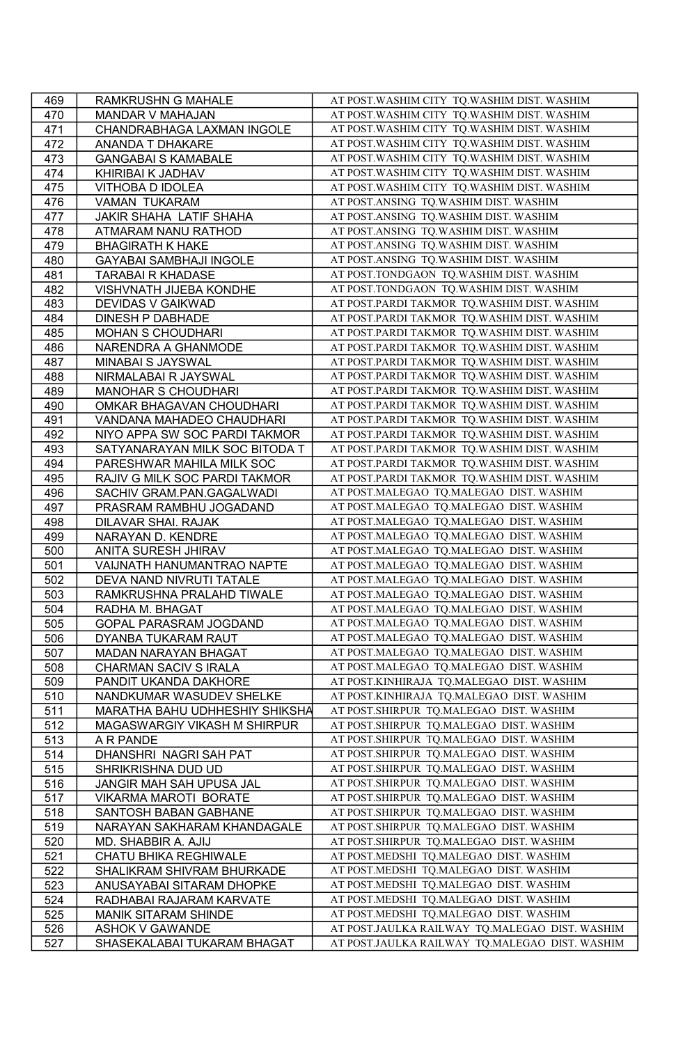| | | |
|---|---|---|
| 469 | RAMKRUSHN G MAHALE | AT POST.WASHIM CITY TQ.WASHIM DIST. WASHIM |
| 470 | MANDAR V MAHAJAN | AT POST.WASHIM CITY TQ.WASHIM DIST. WASHIM |
| 471 | CHANDRABHAGA LAXMAN INGOLE | AT POST.WASHIM CITY TQ.WASHIM DIST. WASHIM |
| 472 | ANANDA T DHAKARE | AT POST.WASHIM CITY TQ.WASHIM DIST. WASHIM |
| 473 | GANGABAI S KAMABALE | AT POST.WASHIM CITY TQ.WASHIM DIST. WASHIM |
| 474 | KHIRIBAI K JADHAV | AT POST.WASHIM CITY TQ.WASHIM DIST. WASHIM |
| 475 | VITHOBA D IDOLEA | AT POST.WASHIM CITY TQ.WASHIM DIST. WASHIM |
| 476 | VAMAN TUKARAM | AT POST.ANSING TQ.WASHIM DIST. WASHIM |
| 477 | JAKIR SHAHA LATIF SHAHA | AT POST.ANSING TQ.WASHIM DIST. WASHIM |
| 478 | ATMARAM NANU RATHOD | AT POST.ANSING TQ.WASHIM DIST. WASHIM |
| 479 | BHAGIRATH K HAKE | AT POST.ANSING TQ.WASHIM DIST. WASHIM |
| 480 | GAYABAI SAMBHAJI INGOLE | AT POST.ANSING TQ.WASHIM DIST. WASHIM |
| 481 | TARABAI R KHADASE | AT POST.TONDGAON TQ.WASHIM DIST. WASHIM |
| 482 | VISHVNATH JIJEBA KONDHE | AT POST.TONDGAON TQ.WASHIM DIST. WASHIM |
| 483 | DEVIDAS V GAIKWAD | AT POST.PARDI TAKMOR TQ.WASHIM DIST. WASHIM |
| 484 | DINESH P DABHADE | AT POST.PARDI TAKMOR TQ.WASHIM DIST. WASHIM |
| 485 | MOHAN S CHOUDHARI | AT POST.PARDI TAKMOR TQ.WASHIM DIST. WASHIM |
| 486 | NARENDRA A GHANMODE | AT POST.PARDI TAKMOR TQ.WASHIM DIST. WASHIM |
| 487 | MINABAI S JAYSWAL | AT POST.PARDI TAKMOR TQ.WASHIM DIST. WASHIM |
| 488 | NIRMALABAI R JAYSWAL | AT POST.PARDI TAKMOR TQ.WASHIM DIST. WASHIM |
| 489 | MANOHAR S CHOUDHARI | AT POST.PARDI TAKMOR TQ.WASHIM DIST. WASHIM |
| 490 | OMKAR BHAGAVAN CHOUDHARI | AT POST.PARDI TAKMOR TQ.WASHIM DIST. WASHIM |
| 491 | VANDANA MAHADEO CHAUDHARI | AT POST.PARDI TAKMOR TQ.WASHIM DIST. WASHIM |
| 492 | NIYO APPA SW SOC PARDI TAKMOR | AT POST.PARDI TAKMOR TQ.WASHIM DIST. WASHIM |
| 493 | SATYANARAYAN MILK SOC BITODA T | AT POST.PARDI TAKMOR TQ.WASHIM DIST. WASHIM |
| 494 | PARESHWAR MAHILA MILK SOC | AT POST.PARDI TAKMOR TQ.WASHIM DIST. WASHIM |
| 495 | RAJIV G MILK SOC PARDI TAKMOR | AT POST.PARDI TAKMOR TQ.WASHIM DIST. WASHIM |
| 496 | SACHIV GRAM.PAN.GAGALWADI | AT POST.MALEGAO TQ.MALEGAO DIST. WASHIM |
| 497 | PRASRAM RAMBHU JOGADAND | AT POST.MALEGAO TQ.MALEGAO DIST. WASHIM |
| 498 | DILAVAR SHAI. RAJAK | AT POST.MALEGAO TQ.MALEGAO DIST. WASHIM |
| 499 | NARAYAN D. KENDRE | AT POST.MALEGAO TQ.MALEGAO DIST. WASHIM |
| 500 | ANITA SURESH JHIRAV | AT POST.MALEGAO TQ.MALEGAO DIST. WASHIM |
| 501 | VAIJNATH HANUMANTRAO NAPTE | AT POST.MALEGAO TQ.MALEGAO DIST. WASHIM |
| 502 | DEVA NAND NIVRUTI TATALE | AT POST.MALEGAO TQ.MALEGAO DIST. WASHIM |
| 503 | RAMKRUSHNA PRALAHD TIWALE | AT POST.MALEGAO TQ.MALEGAO DIST. WASHIM |
| 504 | RADHA M. BHAGAT | AT POST.MALEGAO TQ.MALEGAO DIST. WASHIM |
| 505 | GOPAL PARASRAM JOGDAND | AT POST.MALEGAO TQ.MALEGAO DIST. WASHIM |
| 506 | DYANBA TUKARAM RAUT | AT POST.MALEGAO TQ.MALEGAO DIST. WASHIM |
| 507 | MADAN NARAYAN BHAGAT | AT POST.MALEGAO TQ.MALEGAO DIST. WASHIM |
| 508 | CHARMAN SACIV S IRALA | AT POST.MALEGAO TQ.MALEGAO DIST. WASHIM |
| 509 | PANDIT UKANDA DAKHORE | AT POST.KINHIRAJA TQ.MALEGAO DIST. WASHIM |
| 510 | NANDKUMAR WASUDEV SHELKE | AT POST.KINHIRAJA TQ.MALEGAO DIST. WASHIM |
| 511 | MARATHA BAHU UDHHESHIY SHIKSHA | AT POST.SHIRPUR TQ.MALEGAO DIST. WASHIM |
| 512 | MAGASWARGIY VIKASH M SHIRPUR | AT POST.SHIRPUR TQ.MALEGAO DIST. WASHIM |
| 513 | A R PANDE | AT POST.SHIRPUR TQ.MALEGAO DIST. WASHIM |
| 514 | DHANSHRI NAGRI SAH PAT | AT POST.SHIRPUR TQ.MALEGAO DIST. WASHIM |
| 515 | SHRIKRISHNA DUD UD | AT POST.SHIRPUR TQ.MALEGAO DIST. WASHIM |
| 516 | JANGIR MAH SAH UPUSA JAL | AT POST.SHIRPUR TQ.MALEGAO DIST. WASHIM |
| 517 | VIKARMA MAROTI BORATE | AT POST.SHIRPUR TQ.MALEGAO DIST. WASHIM |
| 518 | SANTOSH BABAN GABHANE | AT POST.SHIRPUR TQ.MALEGAO DIST. WASHIM |
| 519 | NARAYAN SAKHARAM KHANDAGALE | AT POST.SHIRPUR TQ.MALEGAO DIST. WASHIM |
| 520 | MD. SHABBIR A. AJIJ | AT POST.SHIRPUR TQ.MALEGAO DIST. WASHIM |
| 521 | CHATU BHIKA REGHIWALE | AT POST.MEDSHI TQ.MALEGAO DIST. WASHIM |
| 522 | SHALIKRAM SHIVRAM BHURKADE | AT POST.MEDSHI TQ.MALEGAO DIST. WASHIM |
| 523 | ANUSAYABAI SITARAM DHOPKE | AT POST.MEDSHI TQ.MALEGAO DIST. WASHIM |
| 524 | RADHABAI RAJARAM KARVATE | AT POST.MEDSHI TQ.MALEGAO DIST. WASHIM |
| 525 | MANIK SITARAM SHINDE | AT POST.MEDSHI TQ.MALEGAO DIST. WASHIM |
| 526 | ASHOK V GAWANDE | AT POST.JAULKA RAILWAY TQ.MALEGAO DIST. WASHIM |
| 527 | SHASEKALABAI TUKARAM BHAGAT | AT POST.JAULKA RAILWAY TQ.MALEGAO DIST. WASHIM |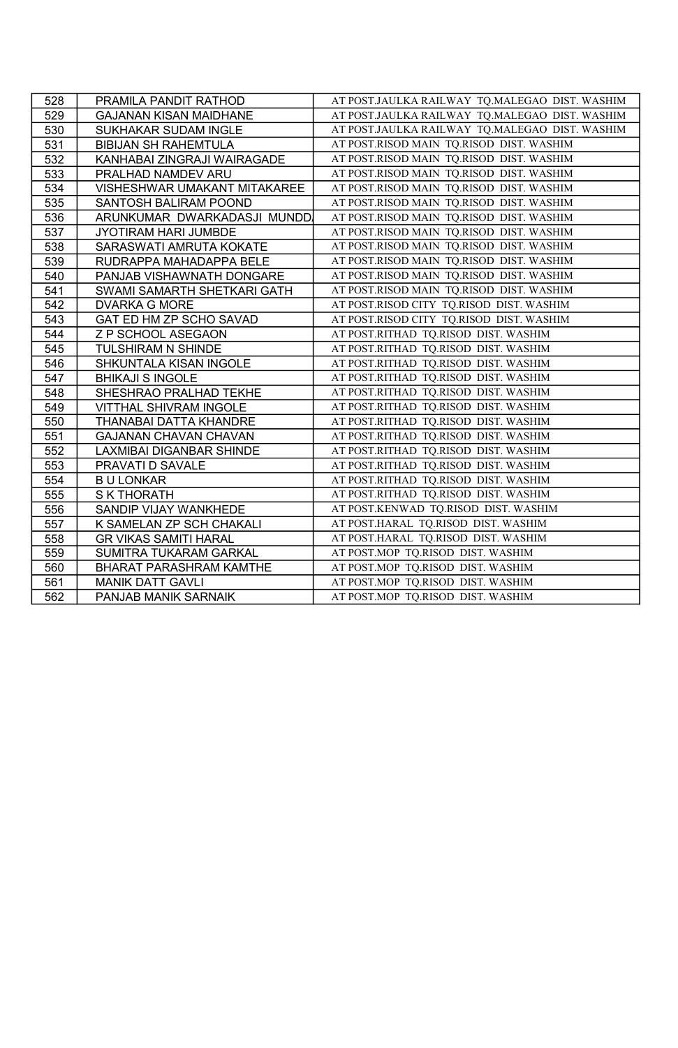| | | |
|---|---|---|
| 528 | PRAMILA PANDIT RATHOD | AT POST.JAULKA RAILWAY TQ.MALEGAO DIST. WASHIM |
| 529 | GAJANAN KISAN MAIDHANE | AT POST.JAULKA RAILWAY TQ.MALEGAO DIST. WASHIM |
| 530 | SUKHAKAR SUDAM INGLE | AT POST.JAULKA RAILWAY TQ.MALEGAO DIST. WASHIM |
| 531 | BIBIJAN SH RAHEMTULA | AT POST.RISOD MAIN TQ.RISOD DIST. WASHIM |
| 532 | KANHABAI ZINGRAJI WAIRAGADE | AT POST.RISOD MAIN TQ.RISOD DIST. WASHIM |
| 533 | PRALHAD NAMDEV ARU | AT POST.RISOD MAIN TQ.RISOD DIST. WASHIM |
| 534 | VISHESHWAR UMAKANT MITAKAREE | AT POST.RISOD MAIN TQ.RISOD DIST. WASHIM |
| 535 | SANTOSH BALIRAM POOND | AT POST.RISOD MAIN TQ.RISOD DIST. WASHIM |
| 536 | ARUNKUMAR DWARKADASJI MUNDD | AT POST.RISOD MAIN TQ.RISOD DIST. WASHIM |
| 537 | JYOTIRAM HARI JUMBDE | AT POST.RISOD MAIN TQ.RISOD DIST. WASHIM |
| 538 | SARASWATI AMRUTA KOKATE | AT POST.RISOD MAIN TQ.RISOD DIST. WASHIM |
| 539 | RUDRAPPA MAHADAPPA BELE | AT POST.RISOD MAIN TQ.RISOD DIST. WASHIM |
| 540 | PANJAB VISHAWNATH DONGARE | AT POST.RISOD MAIN TQ.RISOD DIST. WASHIM |
| 541 | SWAMI SAMARTH SHETKARI GATH | AT POST.RISOD MAIN TQ.RISOD DIST. WASHIM |
| 542 | DVARKA G MORE | AT POST.RISOD CITY TQ.RISOD DIST. WASHIM |
| 543 | GAT ED HM ZP SCHO SAVAD | AT POST.RISOD CITY TQ.RISOD DIST. WASHIM |
| 544 | Z P SCHOOL ASEGAON | AT POST.RITHAD TQ.RISOD DIST. WASHIM |
| 545 | TULSHIRAM N SHINDE | AT POST.RITHAD TQ.RISOD DIST. WASHIM |
| 546 | SHKUNTALA KISAN INGOLE | AT POST.RITHAD TQ.RISOD DIST. WASHIM |
| 547 | BHIKAJI S INGOLE | AT POST.RITHAD TQ.RISOD DIST. WASHIM |
| 548 | SHESHRAO PRALHAD TEKHE | AT POST.RITHAD TQ.RISOD DIST. WASHIM |
| 549 | VITTHAL SHIVRAM INGOLE | AT POST.RITHAD TQ.RISOD DIST. WASHIM |
| 550 | THANABAI DATTA KHANDRE | AT POST.RITHAD TQ.RISOD DIST. WASHIM |
| 551 | GAJANAN CHAVAN CHAVAN | AT POST.RITHAD TQ.RISOD DIST. WASHIM |
| 552 | LAXMIBAI DIGANBAR SHINDE | AT POST.RITHAD TQ.RISOD DIST. WASHIM |
| 553 | PRAVATI D SAVALE | AT POST.RITHAD TQ.RISOD DIST. WASHIM |
| 554 | B U LONKAR | AT POST.RITHAD TQ.RISOD DIST. WASHIM |
| 555 | S K THORATH | AT POST.RITHAD TQ.RISOD DIST. WASHIM |
| 556 | SANDIP VIJAY WANKHEDE | AT POST.KENWAD TQ.RISOD DIST. WASHIM |
| 557 | K SAMELAN ZP SCH CHAKALI | AT POST.HARAL TQ.RISOD DIST. WASHIM |
| 558 | GR VIKAS SAMITI HARAL | AT POST.HARAL TQ.RISOD DIST. WASHIM |
| 559 | SUMITRA TUKARAM GARKAL | AT POST.MOP TQ.RISOD DIST. WASHIM |
| 560 | BHARAT PARASHRAM KAMTHE | AT POST.MOP TQ.RISOD DIST. WASHIM |
| 561 | MANIK DATT GAVLI | AT POST.MOP TQ.RISOD DIST. WASHIM |
| 562 | PANJAB MANIK SARNAIK | AT POST.MOP TQ.RISOD DIST. WASHIM |